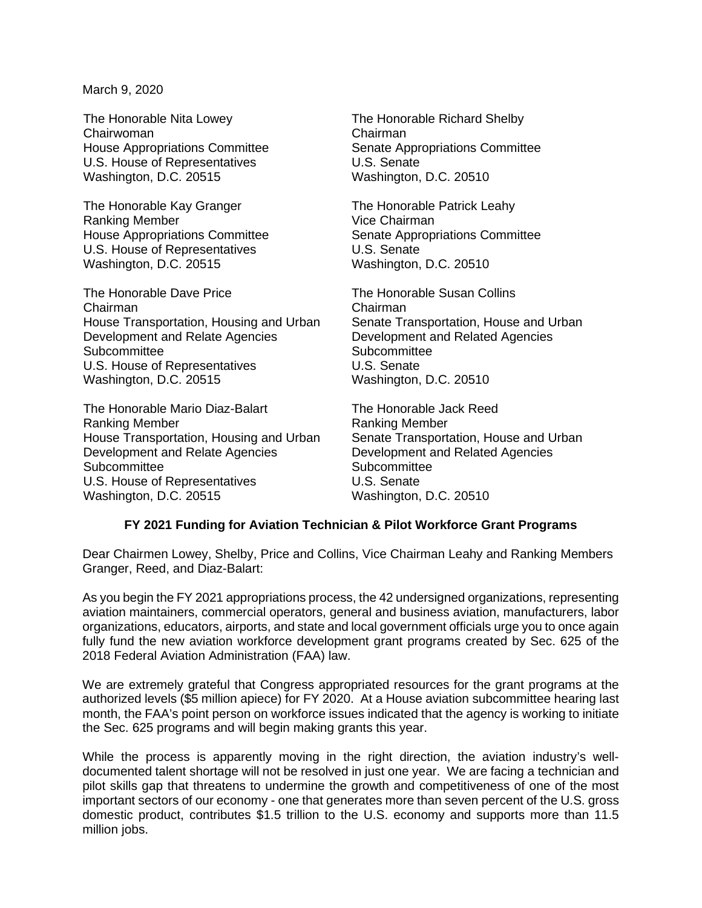March 9, 2020

The Honorable Nita Lowey
Chairwoman
House Appropriations Committee
U.S. House of Representatives
Washington, D.C. 20515

The Honorable Kay Granger
Ranking Member
House Appropriations Committee
U.S. House of Representatives
Washington, D.C. 20515

The Honorable Dave Price
Chairman
House Transportation, Housing and Urban Development and Relate Agencies Subcommittee
U.S. House of Representatives
Washington, D.C. 20515

The Honorable Mario Diaz-Balart
Ranking Member
House Transportation, Housing and Urban Development and Relate Agencies Subcommittee
U.S. House of Representatives
Washington, D.C. 20515

The Honorable Richard Shelby
Chairman
Senate Appropriations Committee
U.S. Senate
Washington, D.C. 20510

The Honorable Patrick Leahy
Vice Chairman
Senate Appropriations Committee
U.S. Senate
Washington, D.C. 20510

The Honorable Susan Collins
Chairman
Senate Transportation, House and Urban Development and Related Agencies Subcommittee
U.S. Senate
Washington, D.C. 20510

The Honorable Jack Reed
Ranking Member
Senate Transportation, House and Urban Development and Related Agencies Subcommittee
U.S. Senate
Washington, D.C. 20510

**FY 2021 Funding for Aviation Technician & Pilot Workforce Grant Programs**

Dear Chairmen Lowey, Shelby, Price and Collins, Vice Chairman Leahy and Ranking Members Granger, Reed, and Diaz-Balart:

As you begin the FY 2021 appropriations process, the 42 undersigned organizations, representing aviation maintainers, commercial operators, general and business aviation, manufacturers, labor organizations, educators, airports, and state and local government officials urge you to once again fully fund the new aviation workforce development grant programs created by Sec. 625 of the 2018 Federal Aviation Administration (FAA) law.

We are extremely grateful that Congress appropriated resources for the grant programs at the authorized levels ($5 million apiece) for FY 2020. At a House aviation subcommittee hearing last month, the FAA's point person on workforce issues indicated that the agency is working to initiate the Sec. 625 programs and will begin making grants this year.

While the process is apparently moving in the right direction, the aviation industry's well-documented talent shortage will not be resolved in just one year. We are facing a technician and pilot skills gap that threatens to undermine the growth and competitiveness of one of the most important sectors of our economy - one that generates more than seven percent of the U.S. gross domestic product, contributes $1.5 trillion to the U.S. economy and supports more than 11.5 million jobs.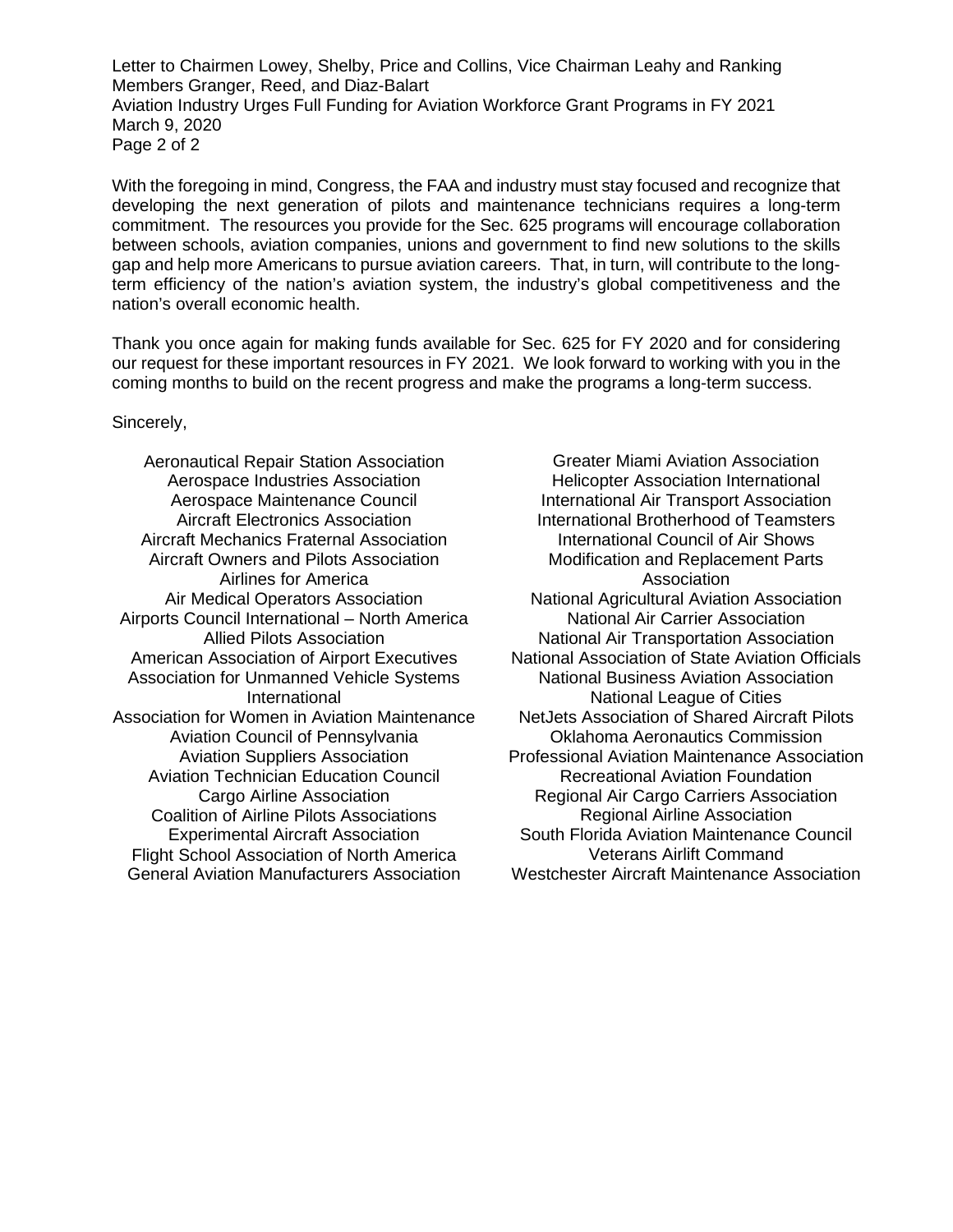With the foregoing in mind, Congress, the FAA and industry must stay focused and recognize that developing the next generation of pilots and maintenance technicians requires a long-term commitment. The resources you provide for the Sec. 625 programs will encourage collaboration between schools, aviation companies, unions and government to find new solutions to the skills gap and help more Americans to pursue aviation careers. That, in turn, will contribute to the long-term efficiency of the nation's aviation system, the industry's global competitiveness and the nation's overall economic health.

Thank you once again for making funds available for Sec. 625 for FY 2020 and for considering our request for these important resources in FY 2021. We look forward to working with you in the coming months to build on the recent progress and make the programs a long-term success.

Sincerely,

Aeronautical Repair Station Association
Aerospace Industries Association
Aerospace Maintenance Council
Aircraft Electronics Association
Aircraft Mechanics Fraternal Association
Aircraft Owners and Pilots Association
Airlines for America
Air Medical Operators Association
Airports Council International – North America
Allied Pilots Association
American Association of Airport Executives
Association for Unmanned Vehicle Systems International
Association for Women in Aviation Maintenance
Aviation Council of Pennsylvania
Aviation Suppliers Association
Aviation Technician Education Council
Cargo Airline Association
Coalition of Airline Pilots Associations
Experimental Aircraft Association
Flight School Association of North America
General Aviation Manufacturers Association
Greater Miami Aviation Association
Helicopter Association International
International Air Transport Association
International Brotherhood of Teamsters
International Council of Air Shows
Modification and Replacement Parts Association
National Agricultural Aviation Association
National Air Carrier Association
National Air Transportation Association
National Association of State Aviation Officials
National Business Aviation Association
National League of Cities
NetJets Association of Shared Aircraft Pilots
Oklahoma Aeronautics Commission
Professional Aviation Maintenance Association
Recreational Aviation Foundation
Regional Air Cargo Carriers Association
Regional Airline Association
South Florida Aviation Maintenance Council
Veterans Airlift Command
Westchester Aircraft Maintenance Association